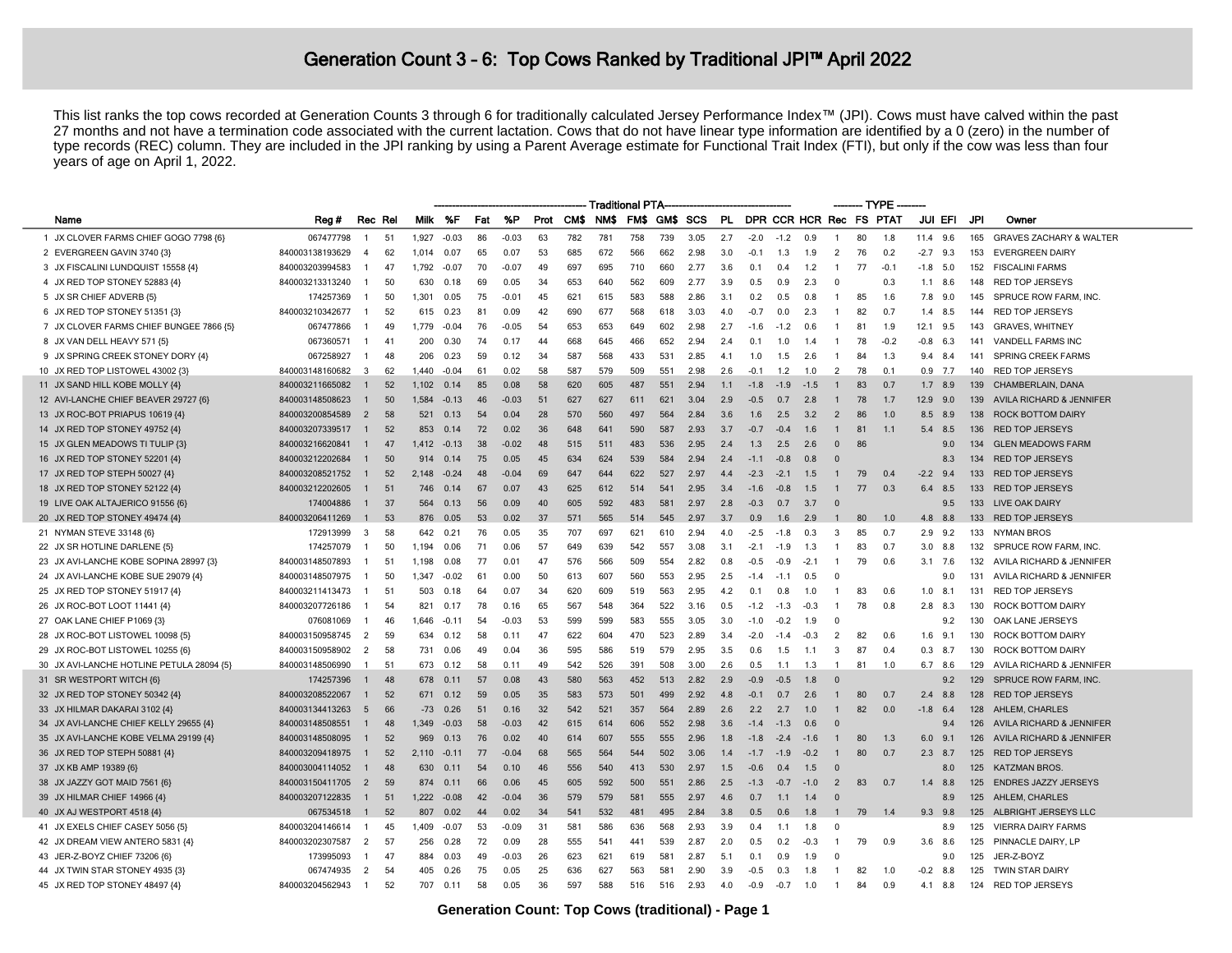# Generation Count 3 – 6: Top Cows Ranked by Traditional JPI™ April 2022

This list ranks the top cows recorded at Generation Counts 3 through 6 for traditionally calculated Jersey Performance Index™ (JPI). Cows must have calved within the past 27 months and not have a termination code associated with the current lactation. Cows that do not have linear type information are identified by a 0 (zero) in the number of type records (REC) column. They are included in the JPI ranking by using a Parent Average estimate for Functional Trait Index (FTI), but only if the cow was less than four years of age on April 1, 2022.

| | Name | Reg # | Rec | Rel | Traditional PTA | | | | | | | | | | | | | | | TYPE | | | | | | |
|---|---|---|---|---|---|---|---|---|---|---|---|---|---|---|---|---|---|---|---|---|---|---|---|---|---|---|
| | | | | | Milk | %F | Fat | %P | Prot | CM$ | NM$ | FM$ | GM$ | SCS | PL | DPR | CCR | HCR | Rec | FS | PTAT | JUI | EFI | JPI | Owner |
| 1 | JX CLOVER FARMS CHIEF GOGO 7798 {6} | 067477798 | 1 | 51 | 1,927 | -0.03 | 86 | -0.03 | 63 | 782 | 781 | 758 | 739 | 3.05 | 2.7 | -2.0 | -1.2 | 0.9 | 1 | 80 | 1.8 | 11.4 | 9.6 | 165 | GRAVES ZACHARY & WALTER |
| 2 | EVERGREEN GAVIN 3740 {3} | 840003138193629 | 4 | 62 | 1,014 | 0.07 | 65 | 0.07 | 53 | 685 | 672 | 566 | 662 | 2.98 | 3.0 | -0.1 | 1.3 | 1.9 | 2 | 76 | 0.2 | -2.7 | 9.3 | 153 | EVERGREEN DAIRY |
| 3 | JX FISCALINI LUNDQUIST 15558 {4} | 840003203994583 | 1 | 47 | 1,792 | -0.07 | 70 | -0.07 | 49 | 697 | 695 | 710 | 660 | 2.77 | 3.6 | 0.1 | 0.4 | 1.2 | 1 | 77 | -0.1 | -1.8 | 5.0 | 152 | FISCALINI FARMS |
| 4 | JX RED TOP STONEY 52883 {4} | 840003213313240 | 1 | 50 | 630 | 0.18 | 69 | 0.05 | 34 | 653 | 640 | 562 | 609 | 2.77 | 3.9 | 0.5 | 0.9 | 2.3 | 0 | | 0.3 | 1.1 | 8.6 | 148 | RED TOP JERSEYS |
| 5 | JX SR CHIEF ADVERB {5} | 174257369 | 1 | 50 | 1,301 | 0.05 | 75 | -0.01 | 45 | 621 | 615 | 583 | 588 | 2.86 | 3.1 | 0.2 | 0.5 | 0.8 | 1 | 85 | 1.6 | 7.8 | 9.0 | 145 | SPRUCE ROW FARM, INC. |
| 6 | JX RED TOP STONEY 51351 {3} | 840003210342677 | 1 | 52 | 615 | 0.23 | 81 | 0.09 | 42 | 690 | 677 | 568 | 618 | 3.03 | 4.0 | -0.7 | 0.0 | 2.3 | 1 | 82 | 0.7 | 1.4 | 8.5 | 144 | RED TOP JERSEYS |
| 7 | JX CLOVER FARMS CHIEF BUNGEE 7866 {5} | 067477866 | 1 | 49 | 1,779 | -0.04 | 76 | -0.05 | 54 | 653 | 653 | 649 | 602 | 2.98 | 2.7 | -1.6 | -1.2 | 0.6 | 1 | 81 | 1.9 | 12.1 | 9.5 | 143 | GRAVES, WHITNEY |
| 8 | JX VAN DELL HEAVY 571 {5} | 067360571 | 1 | 41 | 200 | 0.30 | 74 | 0.17 | 44 | 668 | 645 | 466 | 652 | 2.94 | 2.4 | 0.1 | 1.0 | 1.4 | 1 | 78 | -0.2 | -0.8 | 6.3 | 141 | VANDELL FARMS INC |
| 9 | JX SPRING CREEK STONEY DORY {4} | 067258927 | 1 | 48 | 206 | 0.23 | 59 | 0.12 | 34 | 587 | 568 | 433 | 531 | 2.85 | 4.1 | 1.0 | 1.5 | 2.6 | 1 | 84 | 1.3 | 9.4 | 8.4 | 141 | SPRING CREEK FARMS |
| 10 | JX RED TOP LISTOWEL 43002 {3} | 840003148160682 | 3 | 62 | 1,440 | -0.04 | 61 | 0.02 | 58 | 587 | 579 | 509 | 551 | 2.98 | 2.6 | -0.1 | 1.2 | 1.0 | 2 | 78 | 0.1 | 0.9 | 7.7 | 140 | RED TOP JERSEYS |
| 11 | JX SAND HILL KOBE MOLLY {4} | 840003211665082 | 1 | 52 | 1,102 | 0.14 | 85 | 0.08 | 58 | 620 | 605 | 487 | 551 | 2.94 | 1.1 | -1.8 | -1.9 | -1.5 | 1 | 83 | 0.7 | 1.7 | 8.9 | 139 | CHAMBERLAIN, DANA |
| 12 | AVI-LANCHE CHIEF BEAVER 29727 {6} | 840003148508623 | 1 | 50 | 1,584 | -0.13 | 46 | -0.03 | 51 | 627 | 627 | 611 | 621 | 3.04 | 2.9 | -0.5 | 0.7 | 2.8 | 1 | 78 | 1.7 | 12.9 | 9.0 | 139 | AVILA RICHARD & JENNIFER |
| 13 | JX ROC-BOT PRIAPUS 10619 {4} | 840003200854589 | 2 | 58 | 521 | 0.13 | 54 | 0.04 | 28 | 570 | 560 | 497 | 564 | 2.84 | 3.6 | 1.6 | 2.5 | 3.2 | 2 | 86 | 1.0 | 8.5 | 8.9 | 138 | ROCK BOTTOM DAIRY |
| 14 | JX RED TOP STONEY 49752 {4} | 840003207339517 | 1 | 52 | 853 | 0.14 | 72 | 0.02 | 36 | 648 | 641 | 590 | 587 | 2.93 | 3.7 | -0.7 | -0.4 | 1.6 | 1 | 81 | 1.1 | 5.4 | 8.5 | 136 | RED TOP JERSEYS |
| 15 | JX GLEN MEADOWS TI TULIP {3} | 840003216620841 | 1 | 47 | 1,412 | -0.13 | 38 | -0.02 | 48 | 515 | 511 | 483 | 536 | 2.95 | 2.4 | 1.3 | 2.5 | 2.6 | 0 | 86 | | | 9.0 | 134 | GLEN MEADOWS FARM |
| 16 | JX RED TOP STONEY 52201 {4} | 840003212202684 | 1 | 50 | 914 | 0.14 | 75 | 0.05 | 45 | 634 | 624 | 539 | 584 | 2.94 | 2.4 | -1.1 | -0.8 | 0.8 | 0 | | | | 8.3 | 134 | RED TOP JERSEYS |
| 17 | JX RED TOP STEPH 50027 {4} | 840003208521752 | 1 | 52 | 2,148 | -0.24 | 48 | -0.04 | 69 | 647 | 644 | 622 | 527 | 2.97 | 4.4 | -2.3 | -2.1 | 1.5 | 1 | 79 | 0.4 | -2.2 | 9.4 | 133 | RED TOP JERSEYS |
| 18 | JX RED TOP STONEY 52122 {4} | 840003212202605 | 1 | 51 | 746 | 0.14 | 67 | 0.07 | 43 | 625 | 612 | 514 | 541 | 2.95 | 3.4 | -1.6 | -0.8 | 1.5 | 1 | 77 | 0.3 | 6.4 | 8.5 | 133 | RED TOP JERSEYS |
| 19 | LIVE OAK ALTAJERICO 91556 {6} | 174004886 | 1 | 37 | 564 | 0.13 | 56 | 0.09 | 40 | 605 | 592 | 483 | 581 | 2.97 | 2.8 | -0.3 | 0.7 | 3.7 | 0 | | | | 9.5 | 133 | LIVE OAK DAIRY |
| 20 | JX RED TOP STONEY 49474 {4} | 840003206411269 | 1 | 53 | 876 | 0.05 | 53 | 0.02 | 37 | 571 | 565 | 514 | 545 | 2.97 | 3.7 | 0.9 | 1.6 | 2.9 | 1 | 80 | 1.0 | 4.8 | 8.8 | 133 | RED TOP JERSEYS |
| 21 | NYMAN STEVE 33148 {6} | 172913999 | 3 | 58 | 642 | 0.21 | 76 | 0.05 | 35 | 707 | 697 | 621 | 610 | 2.94 | 4.0 | -2.5 | -1.8 | 0.3 | 3 | 85 | 0.7 | 2.9 | 9.2 | 133 | NYMAN BROS |
| 22 | JX SR HOTLINE DARLENE {5} | 174257079 | 1 | 50 | 1,194 | 0.06 | 71 | 0.06 | 57 | 649 | 639 | 542 | 557 | 3.08 | 3.1 | -2.1 | -1.9 | 1.3 | 1 | 83 | 0.7 | 3.0 | 8.8 | 132 | SPRUCE ROW FARM, INC. |
| 23 | JX AVI-LANCHE KOBE SOPINA 28997 {3} | 840003148507893 | 1 | 51 | 1,198 | 0.08 | 77 | 0.01 | 47 | 576 | 566 | 509 | 554 | 2.82 | 0.8 | -0.5 | -0.9 | -2.1 | 1 | 79 | 0.6 | 3.1 | 7.6 | 132 | AVILA RICHARD & JENNIFER |
| 24 | JX AVI-LANCHE KOBE SUE 29079 {4} | 840003148507975 | 1 | 50 | 1,347 | -0.02 | 61 | 0.00 | 50 | 613 | 607 | 560 | 553 | 2.95 | 2.5 | -1.4 | -1.1 | 0.5 | 0 | | | | 9.0 | 131 | AVILA RICHARD & JENNIFER |
| 25 | JX RED TOP STONEY 51917 {4} | 840003211413473 | 1 | 51 | 503 | 0.18 | 64 | 0.07 | 34 | 620 | 609 | 519 | 563 | 2.95 | 4.2 | 0.1 | 0.8 | 1.0 | 1 | 83 | 0.6 | 1.0 | 8.1 | 131 | RED TOP JERSEYS |
| 26 | JX ROC-BOT LOOT 11441 {4} | 840003207726186 | 1 | 54 | 821 | 0.17 | 78 | 0.16 | 65 | 567 | 548 | 364 | 522 | 3.16 | 0.5 | -1.2 | -1.3 | -0.3 | 1 | 78 | 0.8 | 2.8 | 8.3 | 130 | ROCK BOTTOM DAIRY |
| 27 | OAK LANE CHIEF P1069 {3} | 076081069 | 1 | 46 | 1,646 | -0.11 | 54 | -0.03 | 53 | 599 | 599 | 583 | 555 | 3.05 | 3.0 | -1.0 | -0.2 | 1.9 | 0 | | | | 9.2 | 130 | OAK LANE JERSEYS |
| 28 | JX ROC-BOT LISTOWEL 10098 {5} | 840003150958745 | 2 | 59 | 634 | 0.12 | 58 | 0.11 | 47 | 622 | 604 | 470 | 523 | 2.89 | 3.4 | -2.0 | -1.4 | -0.3 | 2 | 82 | 0.6 | 1.6 | 9.1 | 130 | ROCK BOTTOM DAIRY |
| 29 | JX ROC-BOT LISTOWEL 10255 {6} | 840003150958902 | 2 | 58 | 731 | 0.06 | 49 | 0.04 | 36 | 595 | 586 | 519 | 579 | 2.95 | 3.5 | 0.6 | 1.5 | 1.1 | 3 | 87 | 0.4 | 0.3 | 8.7 | 130 | ROCK BOTTOM DAIRY |
| 30 | JX AVI-LANCHE HOTLINE PETULA 28094 {5} | 840003148506990 | 1 | 51 | 673 | 0.12 | 58 | 0.11 | 49 | 542 | 526 | 391 | 508 | 3.00 | 2.6 | 0.5 | 1.1 | 1.3 | 1 | 81 | 1.0 | 6.7 | 8.6 | 129 | AVILA RICHARD & JENNIFER |
| 31 | SR WESTPORT WITCH {6} | 174257396 | 1 | 48 | 678 | 0.11 | 57 | 0.08 | 43 | 580 | 563 | 452 | 513 | 2.82 | 2.9 | -0.9 | -0.5 | 1.8 | 0 | | | | 9.2 | 129 | SPRUCE ROW FARM, INC. |
| 32 | JX RED TOP STONEY 50342 {4} | 840003208522067 | 1 | 52 | 671 | 0.12 | 59 | 0.05 | 35 | 583 | 573 | 501 | 499 | 2.92 | 4.8 | -0.1 | 0.7 | 2.6 | 1 | 80 | 0.7 | 2.4 | 8.8 | 128 | RED TOP JERSEYS |
| 33 | JX HILMAR DAKARAI 3102 {4} | 840003134413263 | 5 | 66 | -73 | 0.26 | 51 | 0.16 | 32 | 542 | 521 | 357 | 564 | 2.89 | 2.6 | 2.2 | 2.7 | 1.0 | 1 | 82 | 0.0 | -1.8 | 6.4 | 128 | AHLEM, CHARLES |
| 34 | JX AVI-LANCHE CHIEF KELLY 29655 {4} | 840003148508551 | 1 | 48 | 1,349 | -0.03 | 58 | -0.03 | 42 | 615 | 614 | 606 | 552 | 2.98 | 3.6 | -1.4 | -1.3 | 0.6 | 0 | | | | 9.4 | 126 | AVILA RICHARD & JENNIFER |
| 35 | JX AVI-LANCHE KOBE VELMA 29199 {4} | 840003148508095 | 1 | 52 | 969 | 0.13 | 76 | 0.02 | 40 | 614 | 607 | 555 | 555 | 2.96 | 1.8 | -1.8 | -2.4 | -1.6 | 1 | 80 | 1.3 | 6.0 | 9.1 | 126 | AVILA RICHARD & JENNIFER |
| 36 | JX RED TOP STEPH 50881 {4} | 840003209418975 | 1 | 52 | 2,110 | -0.11 | 77 | -0.04 | 68 | 565 | 564 | 544 | 502 | 3.06 | 1.4 | -1.7 | -1.9 | -0.2 | 1 | 80 | 0.7 | 2.3 | 8.7 | 125 | RED TOP JERSEYS |
| 37 | JX KB AMP 19389 {6} | 840003004114052 | 1 | 51 | 630 | 0.11 | 54 | 0.10 | 46 | 556 | 540 | 413 | 530 | 2.97 | 1.5 | -0.6 | 0.4 | 1.5 | 0 | | | | 8.0 | 125 | KATZMAN BROS. |
| 38 | JX JAZZY GOT MAID 7561 {6} | 840003150411705 | 2 | 59 | 874 | 0.11 | 66 | 0.06 | 45 | 605 | 592 | 500 | 551 | 2.86 | 2.5 | -1.3 | -0.7 | -1.0 | 2 | 83 | 0.7 | 1.4 | 8.8 | 125 | ENDRES JAZZY JERSEYS |
| 39 | JX HILMAR CHIEF 14966 {4} | 840003207122835 | 1 | 51 | 1,222 | -0.08 | 42 | -0.04 | 36 | 579 | 579 | 581 | 555 | 2.97 | 4.6 | 0.7 | 1.1 | 1.4 | 0 | | | | 8.9 | 125 | AHLEM, CHARLES |
| 40 | JX AJ WESTPORT 4518 {4} | 067534518 | 1 | 52 | 807 | 0.02 | 44 | 0.02 | 34 | 541 | 532 | 481 | 495 | 2.84 | 3.8 | 0.5 | 0.6 | 1.8 | 1 | 79 | 1.4 | 9.3 | 9.8 | 125 | ALBRIGHT JERSEYS LLC |
| 41 | JX EXELS CHIEF CASEY 5056 {5} | 840003204146614 | 1 | 45 | 1,409 | -0.07 | 53 | -0.09 | 31 | 581 | 586 | 636 | 568 | 2.93 | 3.9 | 0.4 | 1.1 | 1.8 | 0 | | | | 8.9 | 125 | VIERRA DAIRY FARMS |
| 42 | JX DREAM VIEW ANTERO 5831 {4} | 840003202307587 | 2 | 57 | 256 | 0.28 | 72 | 0.09 | 28 | 555 | 541 | 441 | 539 | 2.87 | 2.0 | 0.5 | 0.2 | -0.3 | 1 | 79 | 0.9 | 3.6 | 8.6 | 125 | PINNACLE DAIRY, LP |
| 43 | JER-Z-BOYZ CHIEF 73206 {6} | 173995093 | 1 | 47 | 884 | 0.03 | 49 | -0.03 | 26 | 623 | 621 | 619 | 581 | 2.87 | 5.1 | 0.1 | 0.9 | 1.9 | 0 | | | | 9.0 | 125 | JER-Z-BOYZ |
| 44 | JX TWIN STAR STONEY 4935 {3} | 067474935 | 2 | 54 | 405 | 0.26 | 75 | 0.05 | 25 | 636 | 627 | 563 | 581 | 2.90 | 3.9 | -0.5 | 0.3 | 1.8 | 1 | 82 | 1.0 | -0.2 | 8.8 | 125 | TWIN STAR DAIRY |
| 45 | JX RED TOP STONEY 48497 {4} | 840003204562943 | 1 | 52 | 707 | 0.11 | 58 | 0.05 | 36 | 597 | 588 | 516 | 516 | 2.93 | 4.0 | -0.9 | -0.7 | 1.0 | 1 | 84 | 0.9 | 4.1 | 8.8 | 124 | RED TOP JERSEYS |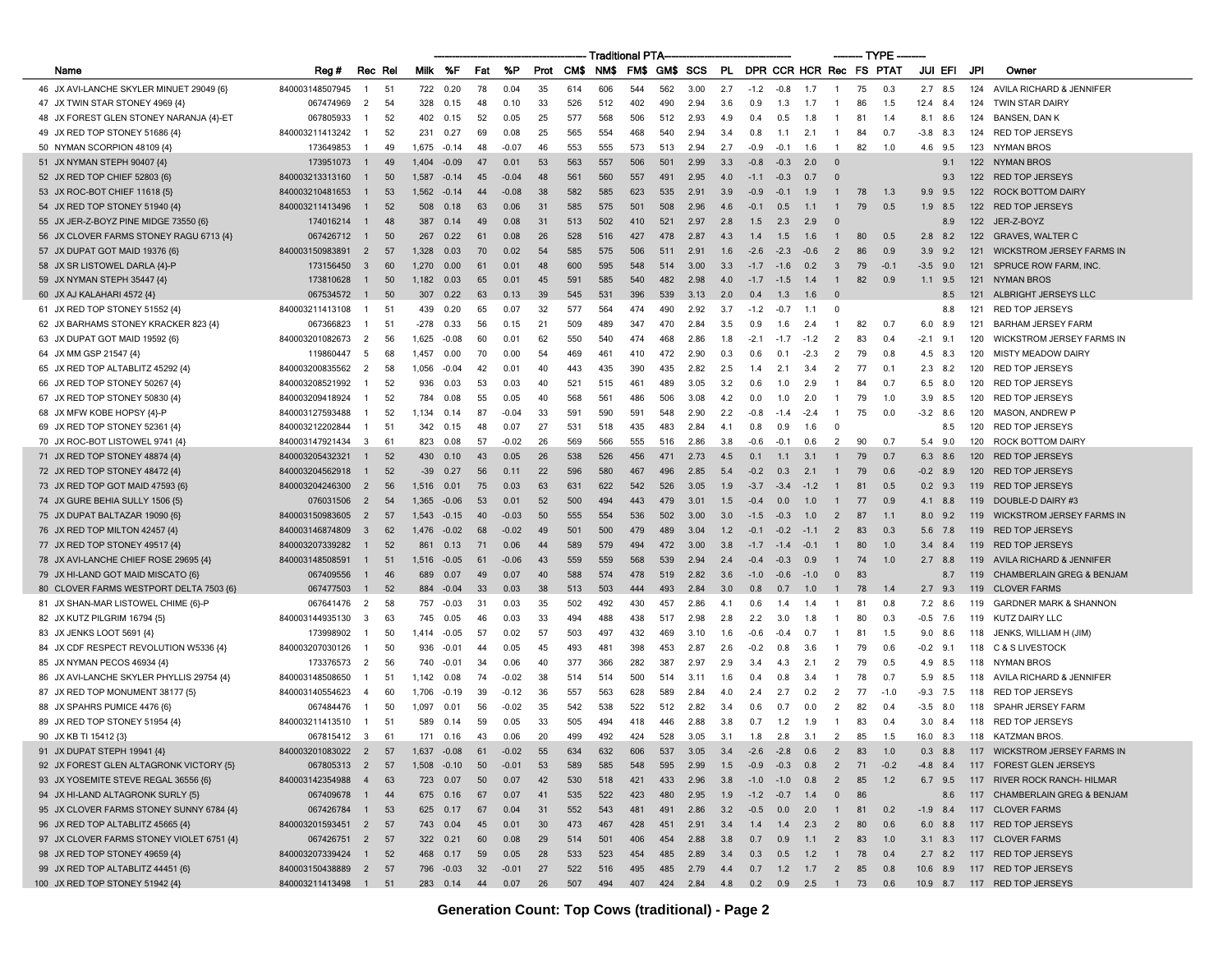| # | Name | Reg # | Rec | Rel | Traditional PTA | | | | | | | | | | | | | | TYPE | | | JUI | EFI | JPI | Owner |
|---|---|---|---|---|---|---|---|---|---|---|---|---|---|---|---|---|---|---|---|---|---|---|---|---|---|
| | | | | | Milk | %F | Fat | %P | Prot | CM$ | NM$ | FM$ | GM$ | SCS | PL | DPR | CCR | HCR | Rec | FS | PTAT | | | | |
| 46 | JX AVI-LANCHE SKYLER MINUET 29049 {6} | 840003148507945 | 1 | 51 | 722 | 0.20 | 78 | 0.04 | 35 | 614 | 606 | 544 | 562 | 3.00 | 2.7 | -1.2 | -0.8 | 1.7 | 1 | 75 | 0.3 | 2.7 | 8.5 | 124 | AVILA RICHARD & JENNIFER |
| 47 | JX TWIN STAR STONEY 4969 {4} | 067474969 | 2 | 54 | 328 | 0.15 | 48 | 0.10 | 33 | 526 | 512 | 402 | 490 | 2.94 | 3.6 | 0.9 | 1.3 | 1.7 | 1 | 86 | 1.5 | 12.4 | 8.4 | 124 | TWIN STAR DAIRY |
| 48 | JX FOREST GLEN STONEY NARANJA {4}-ET | 067805933 | 1 | 52 | 402 | 0.15 | 52 | 0.05 | 25 | 577 | 568 | 506 | 512 | 2.93 | 4.9 | 0.4 | 0.5 | 1.8 | 1 | 81 | 1.4 | 8.1 | 8.6 | 124 | BANSEN, DAN K |
| 49 | JX RED TOP STONEY 51686 {4} | 840003211413242 | 1 | 52 | 231 | 0.27 | 69 | 0.08 | 25 | 565 | 554 | 468 | 540 | 2.94 | 3.4 | 0.8 | 1.1 | 2.1 | 1 | 84 | 0.7 | -3.8 | 8.3 | 124 | RED TOP JERSEYS |
| 50 | NYMAN SCORPION 48109 {4} | 173649853 | 1 | 49 | 1,675 | -0.14 | 48 | -0.07 | 46 | 553 | 555 | 573 | 513 | 2.94 | 2.7 | -0.9 | -0.1 | 1.6 | 1 | 82 | 1.0 | 4.6 | 9.5 | 123 | NYMAN BROS |
| 51 | JX NYMAN STEPH 90407 {4} | 173951073 | 1 | 49 | 1,404 | -0.09 | 47 | 0.01 | 53 | 563 | 557 | 506 | 501 | 2.99 | 3.3 | -0.8 | -0.3 | 2.0 | 0 | | | | 9.1 | 122 | NYMAN BROS |
| 52 | JX RED TOP CHIEF 52803 {6} | 840003213313160 | 1 | 50 | 1,587 | -0.14 | 45 | -0.04 | 48 | 561 | 560 | 557 | 491 | 2.95 | 4.0 | -1.1 | -0.3 | 0.7 | 0 | | | | 9.3 | 122 | RED TOP JERSEYS |
| 53 | JX ROC-BOT CHIEF 11618 {5} | 840003210481653 | 1 | 53 | 1,562 | -0.14 | 44 | -0.08 | 38 | 582 | 585 | 623 | 535 | 2.91 | 3.9 | -0.9 | -0.1 | 1.9 | 1 | 78 | 1.3 | 9.9 | 9.5 | 122 | ROCK BOTTOM DAIRY |
| 54 | JX RED TOP STONEY 51940 {4} | 840003211413496 | 1 | 52 | 508 | 0.18 | 63 | 0.06 | 31 | 585 | 575 | 501 | 508 | 2.96 | 4.6 | -0.1 | 0.5 | 1.1 | 1 | 79 | 0.5 | 1.9 | 8.5 | 122 | RED TOP JERSEYS |
| 55 | JX JER-Z-BOYZ PINE MIDGE 73550 {6} | 174016214 | 1 | 48 | 387 | 0.14 | 49 | 0.08 | 31 | 513 | 502 | 410 | 521 | 2.97 | 2.8 | 1.5 | 2.3 | 2.9 | 0 | | | | 8.9 | 122 | JER-Z-BOYZ |
| 56 | JX CLOVER FARMS STONEY RAGU 6713 {4} | 067426712 | 1 | 50 | 267 | 0.22 | 61 | 0.08 | 26 | 528 | 516 | 427 | 478 | 2.87 | 4.3 | 1.4 | 1.5 | 1.6 | 1 | 80 | 0.5 | 2.8 | 8.2 | 122 | GRAVES, WALTER C |
| 57 | JX DUPAT GOT MAID 19376 {6} | 840003150983891 | 2 | 57 | 1,328 | 0.03 | 70 | 0.02 | 54 | 585 | 575 | 506 | 511 | 2.91 | 1.6 | -2.6 | -2.3 | -0.6 | 2 | 86 | 0.9 | 3.9 | 9.2 | 121 | WICKSTROM JERSEY FARMS IN |
| 58 | JX SR LISTOWEL DARLA {4}-P | 173156450 | 3 | 60 | 1,270 | 0.00 | 61 | 0.01 | 48 | 600 | 595 | 548 | 514 | 3.00 | 3.3 | -1.7 | -1.6 | 0.2 | 3 | 79 | -0.1 | -3.5 | 9.0 | 121 | SPRUCE ROW FARM, INC. |
| 59 | JX NYMAN STEPH 35447 {4} | 173810628 | 1 | 50 | 1,182 | 0.03 | 65 | 0.01 | 45 | 591 | 585 | 540 | 482 | 2.98 | 4.0 | -1.7 | -1.5 | 1.4 | 1 | 82 | 0.9 | 1.1 | 9.5 | 121 | NYMAN BROS |
| 60 | JX AJ KALAHARI 4572 {4} | 067534572 | 1 | 50 | 307 | 0.22 | 63 | 0.13 | 39 | 545 | 531 | 396 | 539 | 3.13 | 2.0 | 0.4 | 1.3 | 1.6 | 0 | | | | 8.5 | 121 | ALBRIGHT JERSEYS LLC |
| 61 | JX RED TOP STONEY 51552 {4} | 840003211413108 | 1 | 51 | 439 | 0.20 | 65 | 0.07 | 32 | 577 | 564 | 474 | 490 | 2.92 | 3.7 | -1.2 | -0.7 | 1.1 | 0 | | | | 8.8 | 121 | RED TOP JERSEYS |
| 62 | JX BARHAMS STONEY KRACKER 823 {4} | 067366823 | 1 | 51 | -278 | 0.33 | 56 | 0.15 | 21 | 509 | 489 | 347 | 470 | 2.84 | 3.5 | 0.9 | 1.6 | 2.4 | 1 | 82 | 0.7 | 6.0 | 8.9 | 121 | BARHAM JERSEY FARM |
| 63 | JX DUPAT GOT MAID 19592 {6} | 840003201082673 | 2 | 56 | 1,625 | -0.08 | 60 | 0.01 | 62 | 550 | 540 | 474 | 468 | 2.86 | 1.8 | -2.1 | -1.7 | -1.2 | 2 | 83 | 0.4 | -2.1 | 9.1 | 120 | WICKSTROM JERSEY FARMS IN |
| 64 | JX MM GSP 21547 {4} | 119860447 | 5 | 68 | 1,457 | 0.00 | 70 | 0.00 | 54 | 469 | 461 | 410 | 472 | 2.90 | 0.3 | 0.6 | 0.1 | -2.3 | 2 | 79 | 0.8 | 4.5 | 8.3 | 120 | MISTY MEADOW DAIRY |
| 65 | JX RED TOP ALTABLITZ 45292 {4} | 840003200835562 | 2 | 58 | 1,056 | -0.04 | 42 | 0.01 | 40 | 443 | 435 | 390 | 435 | 2.82 | 2.5 | 1.4 | 2.1 | 3.4 | 2 | 77 | 0.1 | 2.3 | 8.2 | 120 | RED TOP JERSEYS |
| 66 | JX RED TOP STONEY 50267 {4} | 840003208521992 | 1 | 52 | 936 | 0.03 | 53 | 0.03 | 40 | 521 | 515 | 461 | 489 | 3.05 | 3.2 | 0.6 | 1.0 | 2.9 | 1 | 84 | 0.7 | 6.5 | 8.0 | 120 | RED TOP JERSEYS |
| 67 | JX RED TOP STONEY 50830 {4} | 840003209418924 | 1 | 52 | 784 | 0.08 | 55 | 0.05 | 40 | 568 | 561 | 486 | 506 | 3.08 | 4.2 | 0.0 | 1.0 | 2.0 | 1 | 79 | 1.0 | 3.9 | 8.5 | 120 | RED TOP JERSEYS |
| 68 | JX MFW KOBE HOPSY {4}-P | 840003127593488 | 1 | 52 | 1,134 | 0.14 | 87 | -0.04 | 33 | 591 | 590 | 591 | 548 | 2.90 | 2.2 | -0.8 | -1.4 | -2.4 | 1 | 75 | 0.0 | -3.2 | 8.6 | 120 | MASON, ANDREW P |
| 69 | JX RED TOP STONEY 52361 {4} | 840003212202844 | 1 | 51 | 342 | 0.15 | 48 | 0.07 | 27 | 531 | 518 | 435 | 483 | 2.84 | 4.1 | 0.8 | 0.9 | 1.6 | 0 | | | | 8.5 | 120 | RED TOP JERSEYS |
| 70 | JX ROC-BOT LISTOWEL 9741 {4} | 840003147921434 | 3 | 61 | 823 | 0.08 | 57 | -0.02 | 26 | 569 | 566 | 555 | 516 | 2.86 | 3.8 | -0.6 | -0.1 | 0.6 | 2 | 90 | 0.7 | 5.4 | 9.0 | 120 | ROCK BOTTOM DAIRY |
| 71 | JX RED TOP STONEY 48874 {4} | 840003205432321 | 1 | 52 | 430 | 0.10 | 43 | 0.05 | 26 | 538 | 526 | 456 | 471 | 2.73 | 4.5 | 0.1 | 1.1 | 3.1 | 1 | 79 | 0.7 | 6.3 | 8.6 | 120 | RED TOP JERSEYS |
| 72 | JX RED TOP STONEY 48472 {4} | 840003204562918 | 1 | 52 | -39 | 0.27 | 56 | 0.11 | 22 | 596 | 580 | 467 | 496 | 2.85 | 5.4 | -0.2 | 0.3 | 2.1 | 1 | 79 | 0.6 | -0.2 | 8.9 | 120 | RED TOP JERSEYS |
| 73 | JX RED TOP GOT MAID 47593 {6} | 840003204246300 | 2 | 56 | 1,516 | 0.01 | 75 | 0.03 | 63 | 631 | 622 | 542 | 526 | 3.05 | 1.9 | -3.7 | -3.4 | -1.2 | 1 | 81 | 0.5 | 0.2 | 9.3 | 119 | RED TOP JERSEYS |
| 74 | JX GURE BEHIA SULLY 1506 {5} | 076031506 | 2 | 54 | 1,365 | -0.06 | 53 | 0.01 | 52 | 500 | 494 | 443 | 479 | 3.01 | 1.5 | -0.4 | 0.0 | 1.0 | 1 | 77 | 0.9 | 4.1 | 8.8 | 119 | DOUBLE-D DAIRY #3 |
| 75 | JX DUPAT BALTAZAR 19090 {6} | 840003150983605 | 2 | 57 | 1,543 | -0.15 | 40 | -0.03 | 50 | 555 | 554 | 536 | 502 | 3.00 | 3.0 | -1.5 | -0.3 | 1.0 | 2 | 87 | 1.1 | 8.0 | 9.2 | 119 | WICKSTROM JERSEY FARMS IN |
| 76 | JX RED TOP MILTON 42457 {4} | 840003146874809 | 3 | 62 | 1,476 | -0.02 | 68 | -0.02 | 49 | 501 | 500 | 479 | 489 | 3.04 | 1.2 | -0.1 | -0.2 | -1.1 | 2 | 83 | 0.3 | 5.6 | 7.8 | 119 | RED TOP JERSEYS |
| 77 | JX RED TOP STONEY 49517 {4} | 840003207339282 | 1 | 52 | 861 | 0.13 | 71 | 0.06 | 44 | 589 | 579 | 494 | 472 | 3.00 | 3.8 | -1.7 | -1.4 | -0.1 | 1 | 80 | 1.0 | 3.4 | 8.4 | 119 | RED TOP JERSEYS |
| 78 | JX AVI-LANCHE CHIEF ROSE 29695 {4} | 840003148508591 | 1 | 51 | 1,516 | -0.05 | 61 | -0.06 | 43 | 559 | 559 | 568 | 539 | 2.94 | 2.4 | -0.4 | -0.3 | 0.9 | 1 | 74 | 1.0 | 2.7 | 8.8 | 119 | AVILA RICHARD & JENNIFER |
| 79 | JX HI-LAND GOT MAID MISCATO {6} | 067409556 | 1 | 46 | 689 | 0.07 | 49 | 0.07 | 40 | 588 | 574 | 478 | 519 | 2.82 | 3.6 | -1.0 | -0.6 | -1.0 | 0 | 83 | | | 8.7 | 119 | CHAMBERLAIN GREG & BENJAM |
| 80 | CLOVER FARMS WESTPORT DELTA 7503 {6} | 067477503 | 1 | 52 | 884 | -0.04 | 33 | 0.03 | 38 | 513 | 503 | 444 | 493 | 2.84 | 3.0 | 0.8 | 0.7 | 1.0 | 1 | 78 | 1.4 | 2.7 | 9.3 | 119 | CLOVER FARMS |
| 81 | JX SHAN-MAR LISTOWEL CHIME {6}-P | 067641476 | 2 | 58 | 757 | -0.03 | 31 | 0.03 | 35 | 502 | 492 | 430 | 457 | 2.86 | 4.1 | 0.6 | 1.4 | 1.4 | 1 | 81 | 0.8 | 7.2 | 8.6 | 119 | GARDNER MARK & SHANNON |
| 82 | JX KUTZ PILGRIM 16794 {5} | 840003144935130 | 3 | 63 | 745 | 0.05 | 46 | 0.03 | 33 | 494 | 488 | 438 | 517 | 2.98 | 2.8 | 2.2 | 3.0 | 1.8 | 1 | 80 | 0.3 | -0.5 | 7.6 | 119 | KUTZ DAIRY LLC |
| 83 | JX JENKS LOOT 5691 {4} | 173998902 | 1 | 50 | 1,414 | -0.05 | 57 | 0.02 | 57 | 503 | 497 | 432 | 469 | 3.10 | 1.6 | -0.6 | -0.4 | 0.7 | 1 | 81 | 1.5 | 9.0 | 8.6 | 118 | JENKS, WILLIAM H (JIM) |
| 84 | JX CDF RESPECT REVOLUTION W5336 {4} | 840003207030126 | 1 | 50 | 936 | -0.01 | 44 | 0.05 | 45 | 493 | 481 | 398 | 453 | 2.87 | 2.6 | -0.2 | 0.8 | 3.6 | 1 | 79 | 0.6 | -0.2 | 9.1 | 118 | C & S LIVESTOCK |
| 85 | JX NYMAN PECOS 46934 {4} | 173376573 | 2 | 56 | 740 | -0.01 | 34 | 0.06 | 40 | 377 | 366 | 282 | 387 | 2.97 | 2.9 | 3.4 | 4.3 | 2.1 | 2 | 79 | 0.5 | 4.9 | 8.5 | 118 | NYMAN BROS |
| 86 | JX AVI-LANCHE SKYLER PHYLLIS 29754 {4} | 840003148508650 | 1 | 51 | 1,142 | 0.08 | 74 | -0.02 | 38 | 514 | 514 | 500 | 514 | 3.11 | 1.6 | 0.4 | 0.8 | 3.4 | 1 | 78 | 0.7 | 5.9 | 8.5 | 118 | AVILA RICHARD & JENNIFER |
| 87 | JX RED TOP MONUMENT 38177 {5} | 840003140554623 | 4 | 60 | 1,706 | -0.19 | 39 | -0.12 | 36 | 557 | 563 | 628 | 589 | 2.84 | 4.0 | 2.4 | 2.7 | 0.2 | 2 | 77 | -1.0 | -9.3 | 7.5 | 118 | RED TOP JERSEYS |
| 88 | JX SPAHRS PUMICE 4476 {6} | 067484476 | 1 | 50 | 1,097 | 0.01 | 56 | -0.02 | 35 | 542 | 538 | 522 | 512 | 2.82 | 3.4 | 0.6 | 0.7 | 0.0 | 2 | 82 | 0.4 | -3.5 | 8.0 | 118 | SPAHR JERSEY FARM |
| 89 | JX RED TOP STONEY 51954 {4} | 840003211413510 | 1 | 51 | 589 | 0.14 | 59 | 0.05 | 33 | 505 | 494 | 418 | 446 | 2.88 | 3.8 | 0.7 | 1.2 | 1.9 | 1 | 83 | 0.4 | 3.0 | 8.4 | 118 | RED TOP JERSEYS |
| 90 | JX KB TI 15412 {3} | 067815412 | 3 | 61 | 171 | 0.16 | 43 | 0.06 | 20 | 499 | 492 | 424 | 528 | 3.05 | 3.1 | 1.8 | 2.8 | 3.1 | 2 | 85 | 1.5 | 16.0 | 8.3 | 118 | KATZMAN BROS. |
| 91 | JX DUPAT STEPH 19941 {4} | 840003201083022 | 2 | 57 | 1,637 | -0.08 | 61 | -0.02 | 55 | 634 | 632 | 606 | 537 | 3.05 | 3.4 | -2.6 | -2.8 | 0.6 | 2 | 83 | 1.0 | 0.3 | 8.8 | 117 | WICKSTROM JERSEY FARMS IN |
| 92 | JX FOREST GLEN ALTAGRONK VICTORY {5} | 067805313 | 2 | 57 | 1,508 | -0.10 | 50 | -0.01 | 53 | 589 | 585 | 548 | 595 | 2.99 | 1.5 | -0.9 | -0.3 | 0.8 | 2 | 71 | -0.2 | -4.8 | 8.4 | 117 | FOREST GLEN JERSEYS |
| 93 | JX YOSEMITE STEVE REGAL 36556 {6} | 840003142354988 | 4 | 63 | 723 | 0.07 | 50 | 0.07 | 42 | 530 | 518 | 421 | 433 | 2.96 | 3.8 | -1.0 | -1.0 | 0.8 | 2 | 85 | 1.2 | 6.7 | 9.5 | 117 | RIVER ROCK RANCH- HILMAR |
| 94 | JX HI-LAND ALTAGRONK SURLY {5} | 067409678 | 1 | 44 | 675 | 0.16 | 67 | 0.07 | 41 | 535 | 522 | 423 | 480 | 2.95 | 1.9 | -1.2 | -0.7 | 1.4 | 0 | 86 | | | 8.6 | 117 | CHAMBERLAIN GREG & BENJAM |
| 95 | JX CLOVER FARMS STONEY SUNNY 6784 {4} | 067426784 | 1 | 53 | 625 | 0.17 | 67 | 0.04 | 31 | 552 | 543 | 481 | 491 | 2.86 | 3.2 | -0.5 | 0.0 | 2.0 | 1 | 81 | 0.2 | -1.9 | 8.4 | 117 | CLOVER FARMS |
| 96 | JX RED TOP ALTABLITZ 45665 {4} | 840003201593451 | 2 | 57 | 743 | 0.04 | 45 | 0.01 | 30 | 473 | 467 | 428 | 451 | 2.91 | 3.4 | 1.4 | 1.4 | 2.3 | 2 | 80 | 0.6 | 6.0 | 8.8 | 117 | RED TOP JERSEYS |
| 97 | JX CLOVER FARMS STONEY VIOLET 6751 {4} | 067426751 | 2 | 57 | 322 | 0.21 | 60 | 0.08 | 29 | 514 | 501 | 406 | 454 | 2.88 | 3.8 | 0.7 | 0.9 | 1.1 | 2 | 83 | 1.0 | 3.1 | 8.3 | 117 | CLOVER FARMS |
| 98 | JX RED TOP STONEY 49659 {4} | 840003207339424 | 1 | 52 | 468 | 0.17 | 59 | 0.05 | 28 | 533 | 523 | 454 | 485 | 2.89 | 3.4 | 0.3 | 0.5 | 1.2 | 1 | 78 | 0.4 | 2.7 | 8.2 | 117 | RED TOP JERSEYS |
| 99 | JX RED TOP ALTABLITZ 44451 {6} | 840003150438889 | 2 | 57 | 796 | -0.03 | 32 | -0.01 | 27 | 522 | 516 | 495 | 485 | 2.79 | 4.4 | 0.7 | 1.2 | 1.7 | 2 | 85 | 0.8 | 10.6 | 8.9 | 117 | RED TOP JERSEYS |
| 100 | JX RED TOP STONEY 51942 {4} | 840003211413498 | 1 | 51 | 283 | 0.14 | 44 | 0.07 | 26 | 507 | 494 | 407 | 424 | 2.84 | 4.8 | 0.2 | 0.9 | 2.5 | 1 | 73 | 0.6 | 10.9 | 8.7 | 117 | RED TOP JERSEYS |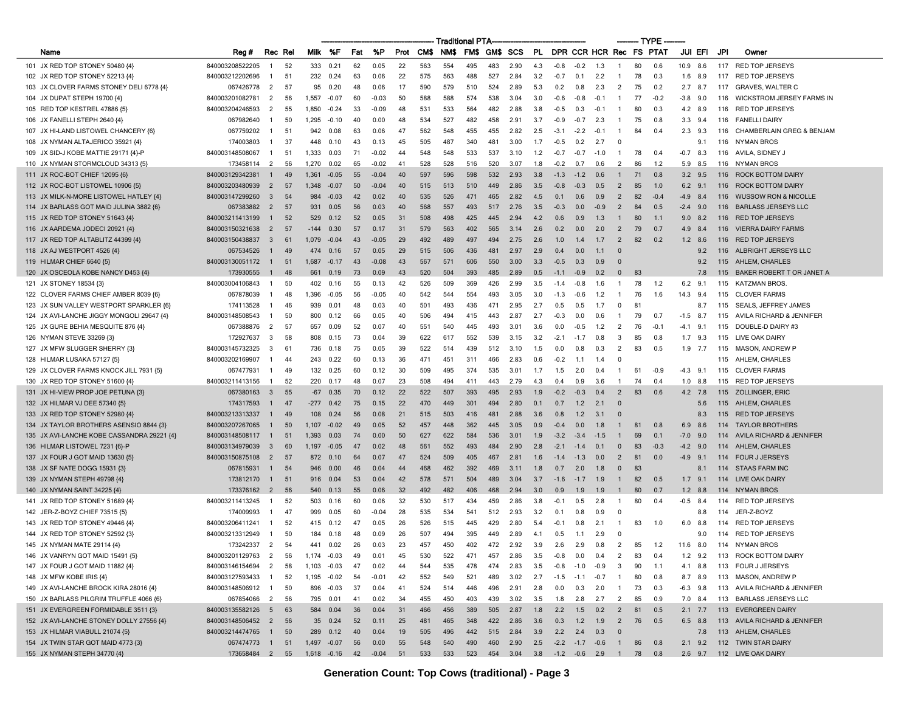| | Name | Reg # | Rec | Rel | Traditional PTA | | | | | | | | | | | | | | | TYPE | | | | | | |
|---|---|---|---|---|---|---|---|---|---|---|---|---|---|---|---|---|---|---|---|---|---|---|---|---|---|---|
| | | | | | Milk | %F | Fat | %P | Prot | CM$ | NM$ | FM$ | GM$ | SCS | PL | DPR | CCR | HCR | Rec | FS | PTAT | JUI | EFI | JPI | Owner |
| 101 | JX RED TOP STONEY 50480 {4} | 840003208522205 | 1 | 52 | 333 | 0.21 | 62 | 0.05 | 22 | 563 | 554 | 495 | 483 | 2.90 | 4.3 | -0.8 | -0.2 | 1.3 | 1 | 80 | 0.6 | 10.9 | 8.6 | 117 | RED TOP JERSEYS |
| 102 | JX RED TOP STONEY 52213 {4} | 840003212202696 | 1 | 51 | 232 | 0.24 | 63 | 0.06 | 22 | 575 | 563 | 488 | 527 | 2.84 | 3.2 | -0.7 | 0.1 | 2.2 | 1 | 78 | 0.3 | 1.6 | 8.9 | 117 | RED TOP JERSEYS |
| 103 | JX CLOVER FARMS STONEY DELI 6778 {4} | 067426778 | 2 | 57 | 95 | 0.20 | 48 | 0.06 | 17 | 590 | 579 | 510 | 524 | 2.89 | 5.3 | 0.2 | 0.8 | 2.3 | 2 | 75 | 0.2 | 2.7 | 8.7 | 117 | GRAVES, WALTER C |
| 104 | JX DUPAT STEPH 19700 {4} | 840003201082781 | 2 | 56 | 1,557 | -0.07 | 60 | -0.03 | 50 | 588 | 588 | 574 | 538 | 3.04 | 3.0 | -0.6 | -0.8 | -0.1 | 1 | 77 | -0.2 | -3.8 | 9.0 | 116 | WICKSTROM JERSEY FARMS IN |
| 105 | RED TOP KESTREL 47886 {5} | 840003204246593 | 2 | 55 | 1,850 | -0.24 | 33 | -0.09 | 48 | 531 | 533 | 564 | 482 | 2.88 | 3.8 | -0.5 | 0.3 | -0.1 | 1 | 80 | 0.3 | 4.2 | 8.9 | 116 | RED TOP JERSEYS |
| 106 | JX FANELLI STEPH 2640 {4} | 067982640 | 1 | 50 | 1,295 | -0.10 | 40 | 0.00 | 48 | 534 | 527 | 482 | 458 | 2.91 | 3.7 | -0.9 | -0.7 | 2.3 | 1 | 75 | 0.8 | 3.3 | 9.4 | 116 | FANELLI DAIRY |
| 107 | JX HI-LAND LISTOWEL CHANCERY {6} | 067759202 | 1 | 51 | 942 | 0.08 | 63 | 0.06 | 47 | 562 | 548 | 455 | 455 | 2.82 | 2.5 | -3.1 | -2.2 | -0.1 | 1 | 84 | 0.4 | 2.3 | 9.3 | 116 | CHAMBERLAIN GREG & BENJAM |
| 108 | JX NYMAN ALTAJERICO 35921 {4} | 174003803 | 1 | 37 | 448 | 0.10 | 43 | 0.13 | 45 | 505 | 487 | 340 | 481 | 3.00 | 1.7 | -0.5 | 0.2 | 2.7 | 0 | | | | 9.1 | 116 | NYMAN BROS |
| 109 | JX SID-J KOBE MATTIE 29171 {4}-P | 840003148508067 | 1 | 51 | 1,333 | 0.03 | 71 | -0.02 | 44 | 548 | 548 | 533 | 537 | 3.10 | 1.2 | -0.7 | -0.7 | -1.0 | 1 | 78 | 0.4 | -0.7 | 8.3 | 116 | AVILA, SIDNEY J |
| 110 | JX NYMAN STORMCLOUD 34313 {5} | 173458114 | 2 | 56 | 1,270 | 0.02 | 65 | -0.02 | 41 | 528 | 528 | 516 | 520 | 3.07 | 1.8 | -0.2 | 0.7 | 0.6 | 2 | 86 | 1.2 | 5.9 | 8.5 | 116 | NYMAN BROS |
| 111 | JX ROC-BOT CHIEF 12095 {6} | 840003129342381 | 1 | 49 | 1,361 | -0.05 | 55 | -0.04 | 40 | 597 | 596 | 598 | 532 | 2.93 | 3.8 | -1.3 | -1.2 | 0.6 | 1 | 71 | 0.8 | 3.2 | 9.5 | 116 | ROCK BOTTOM DAIRY |
| 112 | JX ROC-BOT LISTOWEL 10906 {5} | 840003203480939 | 2 | 57 | 1,348 | -0.07 | 50 | -0.04 | 40 | 515 | 513 | 510 | 449 | 2.86 | 3.5 | -0.8 | -0.3 | 0.5 | 2 | 85 | 1.0 | 6.2 | 9.1 | 116 | ROCK BOTTOM DAIRY |
| 113 | JX MILK-N-MORE LISTOWEL HATLEY {4} | 840003147299260 | 3 | 54 | 984 | -0.03 | 42 | 0.02 | 40 | 535 | 526 | 471 | 465 | 2.82 | 4.5 | 0.1 | 0.6 | 0.9 | 2 | 82 | -0.4 | -4.9 | 8.4 | 116 | WUSSOW RON & NICOLLE |
| 114 | JX BARLASS GOT MAID JULINA 3882 {6} | 067383882 | 2 | 57 | 931 | 0.05 | 56 | 0.03 | 40 | 568 | 557 | 493 | 517 | 2.76 | 3.5 | -0.3 | 0.0 | -0.9 | 2 | 84 | 0.5 | -2.4 | 9.0 | 116 | BARLASS JERSEYS LLC |
| 115 | JX RED TOP STONEY 51643 {4} | 840003211413199 | 1 | 52 | 529 | 0.12 | 52 | 0.05 | 31 | 508 | 498 | 425 | 445 | 2.94 | 4.2 | 0.6 | 0.9 | 1.3 | 1 | 80 | 1.1 | 9.0 | 8.2 | 116 | RED TOP JERSEYS |
| 116 | JX AARDEMA JODECI 20921 {4} | 840003150321638 | 2 | 57 | -144 | 0.30 | 57 | 0.17 | 31 | 579 | 563 | 402 | 565 | 3.14 | 2.6 | 0.2 | 0.0 | 2.0 | 2 | 79 | 0.7 | 4.9 | 8.4 | 116 | VIERRA DAIRY FARMS |
| 117 | JX RED TOP ALTABLITZ 44399 {4} | 840003150438837 | 3 | 61 | 1,079 | -0.04 | 43 | -0.05 | 29 | 492 | 489 | 497 | 494 | 2.75 | 2.6 | 1.0 | 1.4 | 1.7 | 2 | 82 | 0.2 | 1.2 | 8.6 | 116 | RED TOP JERSEYS |
| 118 | JX AJ WESTPORT 4526 {4} | 067534526 | 1 | 49 | 474 | 0.16 | 57 | 0.05 | 29 | 515 | 506 | 436 | 481 | 2.97 | 2.9 | 0.4 | 0.0 | 1.1 | 0 | | | | 9.2 | 116 | ALBRIGHT JERSEYS LLC |
| 119 | HILMAR CHIEF 6640 {5} | 840003130051172 | 1 | 51 | 1,687 | -0.17 | 43 | -0.08 | 43 | 567 | 571 | 606 | 550 | 3.00 | 3.3 | -0.5 | 0.3 | 0.9 | 0 | | | | 9.2 | 115 | AHLEM, CHARLES |
| 120 | JX OSCEOLA KOBE NANCY D453 {4} | 173930555 | 1 | 48 | 661 | 0.19 | 73 | 0.09 | 43 | 520 | 504 | 393 | 485 | 2.89 | 0.5 | -1.1 | -0.9 | 0.2 | 0 | 83 | | | 7.8 | 115 | BAKER ROBERT T OR JANET A |
| 121 | JX STONEY 18534 {3} | 840003004106843 | 1 | 50 | 402 | 0.16 | 55 | 0.13 | 42 | 526 | 509 | 369 | 426 | 2.99 | 3.5 | -1.4 | -0.8 | 1.6 | 1 | 78 | 1.2 | 6.2 | 9.1 | 115 | KATZMAN BROS. |
| 122 | CLOVER FARMS CHIEF AMBER 8039 {6} | 067878039 | 1 | 48 | 1,396 | -0.05 | 56 | -0.05 | 40 | 542 | 544 | 554 | 493 | 3.05 | 3.0 | -1.3 | -0.6 | 1.2 | 1 | 76 | 1.6 | 14.3 | 9.4 | 115 | CLOVER FARMS |
| 123 | JX SUN VALLEY WESTPORT SPARKLER {6} | 174113528 | 1 | 46 | 939 | 0.01 | 48 | 0.03 | 40 | 501 | 493 | 436 | 471 | 2.95 | 2.7 | 0.5 | 0.5 | 1.7 | 0 | 81 | | | 8.7 | 115 | SEALS, JEFFREY JAMES |
| 124 | JX AVI-LANCHE JIGGY MONGOLI 29647 {4} | 840003148508543 | 1 | 50 | 800 | 0.12 | 66 | 0.05 | 40 | 506 | 494 | 415 | 443 | 2.87 | 2.7 | -0.3 | 0.0 | 0.6 | 1 | 79 | 0.7 | -1.5 | 8.7 | 115 | AVILA RICHARD & JENNIFER |
| 125 | JX GURE BEHIA MESQUITE 876 {4} | 067388876 | 2 | 57 | 657 | 0.09 | 52 | 0.07 | 40 | 551 | 540 | 445 | 493 | 3.01 | 3.6 | 0.0 | -0.5 | 1.2 | 2 | 76 | -0.1 | -4.1 | 9.1 | 115 | DOUBLE-D DAIRY #3 |
| 126 | NYMAN STEVE 33269 {3} | 172927637 | 3 | 58 | 808 | 0.15 | 73 | 0.04 | 39 | 622 | 617 | 552 | 539 | 3.15 | 3.2 | -2.1 | -1.7 | 0.8 | 3 | 85 | 0.8 | 1.7 | 9.3 | 115 | LIVE OAK DAIRY |
| 127 | JX MFW SLUGGER SHERRY {3} | 840003145732325 | 3 | 61 | 736 | 0.18 | 75 | 0.05 | 39 | 522 | 514 | 439 | 512 | 3.10 | 1.5 | 0.0 | 0.8 | 0.3 | 2 | 83 | 0.5 | 1.9 | 7.7 | 115 | MASON, ANDREW P |
| 128 | HILMAR LUSAKA 57127 {5} | 840003202169907 | 1 | 44 | 243 | 0.22 | 60 | 0.13 | 36 | 471 | 451 | 311 | 466 | 2.83 | 0.6 | -0.2 | 1.1 | 1.4 | 0 | | | | | 115 | AHLEM, CHARLES |
| 129 | JX CLOVER FARMS KNOCK JILL 7931 {5} | 067477931 | 1 | 49 | 132 | 0.25 | 60 | 0.12 | 30 | 509 | 495 | 374 | 535 | 3.01 | 1.7 | 1.5 | 2.0 | 0.4 | 1 | 61 | -0.9 | -4.3 | 9.1 | 115 | CLOVER FARMS |
| 130 | JX RED TOP STONEY 51600 {4} | 840003211413156 | 1 | 52 | 220 | 0.17 | 48 | 0.07 | 23 | 508 | 494 | 411 | 443 | 2.79 | 4.3 | 0.4 | 0.9 | 3.6 | 1 | 74 | 0.4 | 1.0 | 8.8 | 115 | RED TOP JERSEYS |
| 131 | JX HI-VIEW PROP JOE PETUNA {3} | 067380163 | 3 | 55 | -67 | 0.35 | 70 | 0.12 | 22 | 522 | 507 | 393 | 495 | 2.93 | 1.9 | -0.2 | -0.3 | 0.4 | 2 | 83 | 0.6 | 4.2 | 7.8 | 115 | ZOLLINGER, ERIC |
| 132 | JX HILMAR VJ DEE 57340 {5} | 174317593 | 1 | 47 | -277 | 0.42 | 75 | 0.15 | 22 | 470 | 449 | 301 | 494 | 2.80 | 0.1 | 0.7 | 1.2 | 2.1 | 0 | | | | 5.6 | 115 | AHLEM, CHARLES |
| 133 | JX RED TOP STONEY 52980 {4} | 840003213313337 | 1 | 49 | 108 | 0.24 | 56 | 0.08 | 21 | 515 | 503 | 416 | 481 | 2.88 | 3.6 | 0.8 | 1.2 | 3.1 | 0 | | | | 8.3 | 115 | RED TOP JERSEYS |
| 134 | JX TAYLOR BROTHERS ASENSIO 8844 {3} | 840003207267065 | 1 | 50 | 1,107 | -0.02 | 49 | 0.05 | 52 | 457 | 448 | 362 | 445 | 3.05 | 0.9 | -0.4 | 0.0 | 1.8 | 1 | 81 | 0.8 | 6.9 | 8.6 | 114 | TAYLOR BROTHERS |
| 135 | JX AVI-LANCHE KOBE CASSANDRA 29221 {4} | 840003148508117 | 1 | 51 | 1,393 | 0.03 | 74 | 0.00 | 50 | 627 | 622 | 584 | 536 | 3.01 | 1.9 | -3.2 | -3.4 | -1.5 | 1 | 69 | 0.1 | -7.0 | 9.0 | 114 | AVILA RICHARD & JENNIFER |
| 136 | HILMAR LISTOWEL 7231 {6}-P | 840003134979039 | 3 | 60 | 1,197 | -0.05 | 47 | 0.02 | 48 | 561 | 552 | 493 | 484 | 2.90 | 2.8 | -2.1 | -1.4 | 0.1 | 0 | 83 | -0.3 | -4.2 | 9.0 | 114 | AHLEM, CHARLES |
| 137 | JX FOUR J GOT MAID 13630 {5} | 840003150875108 | 2 | 57 | 872 | 0.10 | 64 | 0.07 | 47 | 524 | 509 | 405 | 467 | 2.81 | 1.6 | -1.4 | -1.3 | 0.0 | 2 | 81 | 0.0 | -4.9 | 9.1 | 114 | FOUR J JERSEYS |
| 138 | JX SF NATE DOGG 15931 {3} | 067815931 | 1 | 54 | 946 | 0.00 | 46 | 0.04 | 44 | 468 | 462 | 392 | 469 | 3.11 | 1.8 | 0.7 | 2.0 | 1.8 | 0 | 83 | | | 8.1 | 114 | STAAS FARM INC |
| 139 | JX NYMAN STEPH 49798 {4} | 173812170 | 1 | 51 | 916 | 0.04 | 53 | 0.04 | 42 | 578 | 571 | 504 | 489 | 3.04 | 3.7 | -1.6 | -1.7 | 1.9 | 1 | 82 | 0.5 | 1.7 | 9.1 | 114 | LIVE OAK DAIRY |
| 140 | JX NYMAN SAINT 34225 {4} | 173376162 | 2 | 56 | 540 | 0.13 | 55 | 0.06 | 32 | 492 | 482 | 406 | 468 | 2.94 | 3.0 | 0.9 | 1.9 | 1.9 | 1 | 80 | 0.7 | 1.2 | 8.8 | 114 | NYMAN BROS |
| 141 | JX RED TOP STONEY 51689 {4} | 840003211413245 | 1 | 52 | 503 | 0.16 | 60 | 0.06 | 32 | 530 | 517 | 434 | 459 | 2.86 | 3.8 | -0.1 | 0.5 | 2.8 | 1 | 80 | 0.4 | -0.5 | 8.4 | 114 | RED TOP JERSEYS |
| 142 | JX JER-Z-BOYZ CHIEF 73515 {5} | 174009993 | 1 | 47 | 999 | 0.05 | 60 | -0.04 | 28 | 535 | 534 | 541 | 512 | 2.93 | 3.2 | 0.1 | 0.8 | 0.9 | 0 | | | | 8.8 | 114 | JER-Z-BOYZ |
| 143 | JX RED TOP STONEY 49446 {4} | 840003206411241 | 1 | 52 | 415 | 0.12 | 47 | 0.05 | 26 | 526 | 515 | 445 | 429 | 2.80 | 5.4 | -0.1 | 0.8 | 2.1 | 1 | 83 | 1.0 | 6.0 | 8.8 | 114 | RED TOP JERSEYS |
| 144 | JX RED TOP STONEY 52592 {3} | 840003213312949 | 1 | 50 | 184 | 0.18 | 48 | 0.09 | 26 | 507 | 494 | 395 | 449 | 2.89 | 4.1 | 0.5 | 1.1 | 2.9 | 0 | | | | 9.0 | 114 | RED TOP JERSEYS |
| 145 | JX NYMAN MATE 29114 {4} | 173242337 | 2 | 54 | 441 | 0.02 | 26 | 0.03 | 23 | 457 | 450 | 402 | 472 | 2.92 | 3.9 | 2.6 | 2.9 | 0.8 | 2 | 85 | 1.2 | 11.6 | 8.0 | 114 | NYMAN BROS |
| 146 | JX VANRYN GOT MAID 15491 {5} | 840003201129763 | 2 | 56 | 1,174 | -0.03 | 49 | 0.01 | 45 | 530 | 522 | 471 | 457 | 2.86 | 3.5 | -0.8 | 0.0 | 0.4 | 2 | 83 | 0.4 | 1.2 | 9.2 | 113 | ROCK BOTTOM DAIRY |
| 147 | JX FOUR J GOT MAID 11882 {4} | 840003146154694 | 2 | 58 | 1,103 | -0.03 | 47 | 0.02 | 44 | 544 | 535 | 478 | 474 | 2.83 | 3.5 | -0.8 | -1.0 | -0.9 | 3 | 90 | 1.1 | 4.1 | 8.8 | 113 | FOUR J JERSEYS |
| 148 | JX MFW KOBE IRIS {4} | 840003127593433 | 1 | 52 | 1,195 | -0.02 | 54 | -0.01 | 42 | 552 | 549 | 521 | 489 | 3.02 | 2.7 | -1.5 | -1.1 | -0.7 | 1 | 80 | 0.8 | 8.7 | 8.9 | 113 | MASON, ANDREW P |
| 149 | JX AVI-LANCHE BROCK KIRA 28016 {4} | 840003148506912 | 1 | 50 | 896 | -0.03 | 37 | 0.04 | 41 | 524 | 514 | 446 | 496 | 2.91 | 2.8 | 0.0 | 0.3 | 2.0 | 1 | 73 | 0.3 | -6.3 | 9.8 | 113 | AVILA RICHARD & JENNIFER |
| 150 | JX BARLASS PILGRIM TRUFFLE 4066 {6} | 067854066 | 2 | 56 | 795 | 0.01 | 41 | 0.02 | 34 | 455 | 450 | 403 | 439 | 3.02 | 3.5 | 1.8 | 2.8 | 2.7 | 2 | 85 | 0.9 | 7.0 | 8.4 | 113 | BARLASS JERSEYS LLC |
| 151 | JX EVERGREEN FORMIDABLE 3511 {3} | 840003135582126 | 5 | 63 | 584 | 0.04 | 36 | 0.04 | 31 | 466 | 456 | 389 | 505 | 2.87 | 1.8 | 2.2 | 1.5 | 0.2 | 2 | 81 | 0.5 | 2.1 | 7.7 | 113 | EVERGREEN DAIRY |
| 152 | JX AVI-LANCHE STONEY DOLLY 27556 {4} | 840003148506452 | 2 | 56 | 35 | 0.24 | 52 | 0.11 | 25 | 481 | 465 | 348 | 422 | 2.86 | 3.6 | 0.3 | 1.2 | 1.9 | 2 | 76 | 0.5 | 6.5 | 8.8 | 113 | AVILA RICHARD & JENNIFER |
| 153 | JX HILMAR VIABULL 21074 {5} | 840003214474765 | 1 | 50 | 289 | 0.12 | 40 | 0.04 | 19 | 505 | 496 | 442 | 515 | 2.84 | 3.9 | 2.2 | 2.4 | 0.3 | 0 | | | | 7.8 | 113 | AHLEM, CHARLES |
| 154 | JX TWIN STAR GOT MAID 4773 {3} | 067474773 | 1 | 51 | 1,497 | -0.07 | 56 | 0.00 | 55 | 548 | 540 | 490 | 460 | 2.90 | 2.5 | -2.2 | -1.7 | -0.6 | 1 | 86 | 0.8 | 2.1 | 9.2 | 112 | TWIN STAR DAIRY |
| 155 | JX NYMAN STEPH 34770 {4} | 173658484 | 2 | 55 | 1,618 | -0.16 | 42 | -0.04 | 51 | 533 | 533 | 523 | 454 | 3.04 | 3.8 | -1.2 | -0.6 | 2.9 | 1 | 78 | 0.8 | 2.6 | 9.7 | 112 | LIVE OAK DAIRY |

**Generation Count: Top Cows (traditional) - Page 3**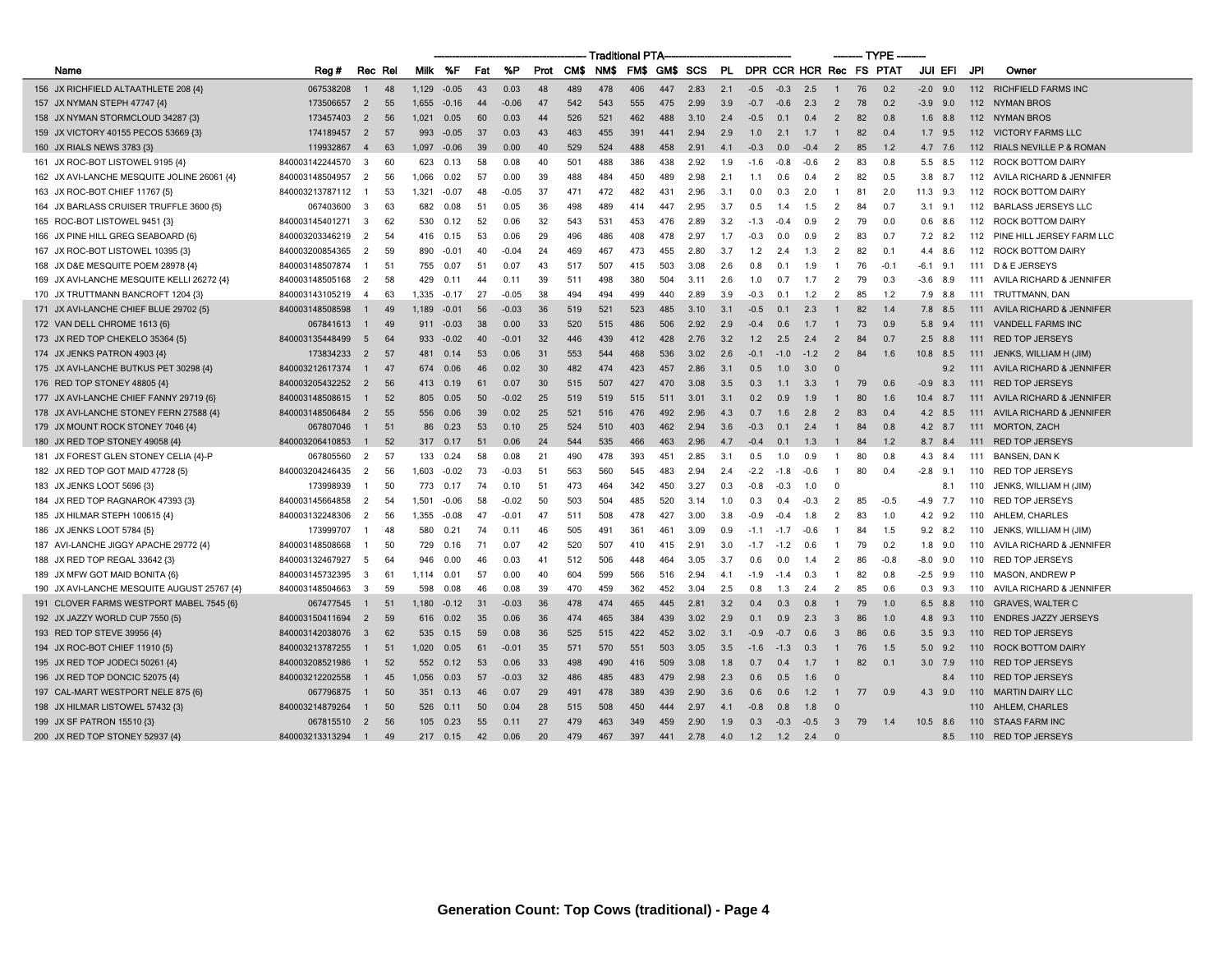| | | | | | Traditional PTA | | | | | | | | | | | | | | | TYPE | | | | | |
|---|---|---|---|---|---|---|---|---|---|---|---|---|---|---|---|---|---|---|---|---|---|---|---|---|---|
| | Name | Reg # | Rec | Rel | Milk | %F | Fat | %P | Prot | CM$ | NM$ | FM$ | GM$ | SCS | PL | DPR | CCR | HCR | Rec | FS | PTAT | JUI | EFI | JPI | Owner |
| 156 | JX RICHFIELD ALTAATHLETE 208 {4} | 067538208 | 1 | 48 | 1,129 | -0.05 | 43 | 0.03 | 48 | 489 | 478 | 406 | 447 | 2.83 | 2.1 | -0.5 | -0.3 | 2.5 | 1 | 76 | 0.2 | -2.0 | 9.0 | 112 | RICHFIELD FARMS INC |
| 157 | JX NYMAN STEPH 47747 {4} | 173506657 | 2 | 55 | 1,655 | -0.16 | 44 | -0.06 | 47 | 542 | 543 | 555 | 475 | 2.99 | 3.9 | -0.7 | -0.6 | 2.3 | 2 | 78 | 0.2 | -3.9 | 9.0 | 112 | NYMAN BROS |
| 158 | JX NYMAN STORMCLOUD 34287 {3} | 173457403 | 2 | 56 | 1,021 | 0.05 | 60 | 0.03 | 44 | 526 | 521 | 462 | 488 | 3.10 | 2.4 | -0.5 | 0.1 | 0.4 | 2 | 82 | 0.8 | 1.6 | 8.8 | 112 | NYMAN BROS |
| 159 | JX VICTORY 40155 PECOS 53669 {3} | 174189457 | 2 | 57 | 993 | -0.05 | 37 | 0.03 | 43 | 463 | 455 | 391 | 441 | 2.94 | 2.9 | 1.0 | 2.1 | 1.7 | 1 | 82 | 0.4 | 1.7 | 9.5 | 112 | VICTORY FARMS LLC |
| 160 | JX RIALS NEWS 3783 {3} | 119932867 | 4 | 63 | 1,097 | -0.06 | 39 | 0.00 | 40 | 529 | 524 | 488 | 458 | 2.91 | 4.1 | -0.3 | 0.0 | -0.4 | 2 | 85 | 1.2 | 4.7 | 7.6 | 112 | RIALS NEVILLE P & ROMAN |
| 161 | JX ROC-BOT LISTOWEL 9195 {4} | 840003142244570 | 3 | 60 | 623 | 0.13 | 58 | 0.08 | 40 | 501 | 488 | 386 | 438 | 2.92 | 1.9 | -1.6 | -0.8 | -0.6 | 2 | 83 | 0.8 | 5.5 | 8.5 | 112 | ROCK BOTTOM DAIRY |
| 162 | JX AVI-LANCHE MESQUITE JOLINE 26061 {4} | 840003148504957 | 2 | 56 | 1,066 | 0.02 | 57 | 0.00 | 39 | 488 | 484 | 450 | 489 | 2.98 | 2.1 | 1.1 | 0.6 | 0.4 | 2 | 82 | 0.5 | 3.8 | 8.7 | 112 | AVILA RICHARD & JENNIFER |
| 163 | JX ROC-BOT CHIEF 11767 {5} | 840003213787112 | 1 | 53 | 1,321 | -0.07 | 48 | -0.05 | 37 | 471 | 472 | 482 | 431 | 2.96 | 3.1 | 0.0 | 0.3 | 2.0 | 1 | 81 | 2.0 | 11.3 | 9.3 | 112 | ROCK BOTTOM DAIRY |
| 164 | JX BARLASS CRUISER TRUFFLE 3600 {5} | 067403600 | 3 | 63 | 682 | 0.08 | 51 | 0.05 | 36 | 498 | 489 | 414 | 447 | 2.95 | 3.7 | 0.5 | 1.4 | 1.5 | 2 | 84 | 0.7 | 3.1 | 9.1 | 112 | BARLASS JERSEYS LLC |
| 165 | ROC-BOT LISTOWEL 9451 {3} | 840003145401271 | 3 | 62 | 530 | 0.12 | 52 | 0.06 | 32 | 543 | 531 | 453 | 476 | 2.89 | 3.2 | -1.3 | -0.4 | 0.9 | 2 | 79 | 0.0 | 0.6 | 8.6 | 112 | ROCK BOTTOM DAIRY |
| 166 | JX PINE HILL GREG SEABOARD {6} | 840003203346219 | 2 | 54 | 416 | 0.15 | 53 | 0.06 | 29 | 496 | 486 | 408 | 478 | 2.97 | 1.7 | -0.3 | 0.0 | 0.9 | 2 | 83 | 0.7 | 7.2 | 8.2 | 112 | PINE HILL JERSEY FARM LLC |
| 167 | JX ROC-BOT LISTOWEL 10395 {3} | 840003200854365 | 2 | 59 | 890 | -0.01 | 40 | -0.04 | 24 | 469 | 467 | 473 | 455 | 2.80 | 3.7 | 1.2 | 2.4 | 1.3 | 2 | 82 | 0.1 | 4.4 | 8.6 | 112 | ROCK BOTTOM DAIRY |
| 168 | JX D&E MESQUITE POEM 28978 {4} | 840003148507874 | 1 | 51 | 755 | 0.07 | 51 | 0.07 | 43 | 517 | 507 | 415 | 503 | 3.08 | 2.6 | 0.8 | 0.1 | 1.9 | 1 | 76 | -0.1 | -6.1 | 9.1 | 111 | D & E JERSEYS |
| 169 | JX AVI-LANCHE MESQUITE KELLI 26272 {4} | 840003148505168 | 2 | 58 | 429 | 0.11 | 44 | 0.11 | 39 | 511 | 498 | 380 | 504 | 3.11 | 2.6 | 1.0 | 0.7 | 1.7 | 2 | 79 | 0.3 | -3.6 | 8.9 | 111 | AVILA RICHARD & JENNIFER |
| 170 | JX TRUTTMANN BANCROFT 1204 {3} | 840003143105219 | 4 | 63 | 1,335 | -0.17 | 27 | -0.05 | 38 | 494 | 494 | 499 | 440 | 2.89 | 3.9 | -0.3 | 0.1 | 1.2 | 2 | 85 | 1.2 | 7.9 | 8.8 | 111 | TRUTTMANN, DAN |
| 171 | JX AVI-LANCHE CHIEF BLUE 29702 {5} | 840003148508598 | 1 | 49 | 1,189 | -0.01 | 56 | -0.03 | 36 | 519 | 521 | 523 | 485 | 3.10 | 3.1 | -0.5 | 0.1 | 2.3 | 1 | 82 | 1.4 | 7.8 | 8.5 | 111 | AVILA RICHARD & JENNIFER |
| 172 | VAN DELL CHROME 1613 {6} | 067841613 | 1 | 49 | 911 | -0.03 | 38 | 0.00 | 33 | 520 | 515 | 486 | 506 | 2.92 | 2.9 | -0.4 | 0.6 | 1.7 | 1 | 73 | 0.9 | 5.8 | 9.4 | 111 | VANDELL FARMS INC |
| 173 | JX RED TOP CHEKELO 35364 {5} | 840003135448499 | 5 | 64 | 933 | -0.02 | 40 | -0.01 | 32 | 446 | 439 | 412 | 428 | 2.76 | 3.2 | 1.2 | 2.5 | 2.4 | 2 | 84 | 0.7 | 2.5 | 8.8 | 111 | RED TOP JERSEYS |
| 174 | JX JENKS PATRON 4903 {4} | 173834233 | 2 | 57 | 481 | 0.14 | 53 | 0.06 | 31 | 553 | 544 | 468 | 536 | 3.02 | 2.6 | -0.1 | -1.0 | -1.2 | 2 | 84 | 1.6 | 10.8 | 8.5 | 111 | JENKS, WILLIAM H (JIM) |
| 175 | JX AVI-LANCHE BUTKUS PET 30298 {4} | 840003212617374 | 1 | 47 | 674 | 0.06 | 46 | 0.02 | 30 | 482 | 474 | 423 | 457 | 2.86 | 3.1 | 0.5 | 1.0 | 3.0 | 0 | | | | 9.2 | 111 | AVILA RICHARD & JENNIFER |
| 176 | RED TOP STONEY 48805 {4} | 840003205432252 | 2 | 56 | 413 | 0.19 | 61 | 0.07 | 30 | 515 | 507 | 427 | 470 | 3.08 | 3.5 | 0.3 | 1.1 | 3.3 | 1 | 79 | 0.6 | -0.9 | 8.3 | 111 | RED TOP JERSEYS |
| 177 | JX AVI-LANCHE CHIEF FANNY 29719 {6} | 840003148508615 | 1 | 52 | 805 | 0.05 | 50 | -0.02 | 25 | 519 | 519 | 515 | 511 | 3.01 | 3.1 | 0.2 | 0.9 | 1.9 | 1 | 80 | 1.6 | 10.4 | 8.7 | 111 | AVILA RICHARD & JENNIFER |
| 178 | JX AVI-LANCHE STONEY FERN 27588 {4} | 840003148506484 | 2 | 55 | 556 | 0.06 | 39 | 0.02 | 25 | 521 | 516 | 476 | 492 | 2.96 | 4.3 | 0.7 | 1.6 | 2.8 | 2 | 83 | 0.4 | 4.2 | 8.5 | 111 | AVILA RICHARD & JENNIFER |
| 179 | JX MOUNT ROCK STONEY 7046 {4} | 067807046 | 1 | 51 | 86 | 0.23 | 53 | 0.10 | 25 | 524 | 510 | 403 | 462 | 2.94 | 3.6 | -0.3 | 0.1 | 2.4 | 1 | 84 | 0.8 | 4.2 | 8.7 | 111 | MORTON, ZACH |
| 180 | JX RED TOP STONEY 49058 {4} | 840003206410853 | 1 | 52 | 317 | 0.17 | 51 | 0.06 | 24 | 544 | 535 | 466 | 463 | 2.96 | 4.7 | -0.4 | 0.1 | 1.3 | 1 | 84 | 1.2 | 8.7 | 8.4 | 111 | RED TOP JERSEYS |
| 181 | JX FOREST GLEN STONEY CELIA {4}-P | 067805560 | 2 | 57 | 133 | 0.24 | 58 | 0.08 | 21 | 490 | 478 | 393 | 451 | 2.85 | 3.1 | 0.5 | 1.0 | 0.9 | 1 | 80 | 0.8 | 4.3 | 8.4 | 111 | BANSEN, DAN K |
| 182 | JX RED TOP GOT MAID 47728 {5} | 840003204246435 | 2 | 56 | 1,603 | -0.02 | 73 | -0.03 | 51 | 563 | 560 | 545 | 483 | 2.94 | 2.4 | -2.2 | -1.8 | -0.6 | 1 | 80 | 0.4 | -2.8 | 9.1 | 110 | RED TOP JERSEYS |
| 183 | JX JENKS LOOT 5696 {3} | 173998939 | 1 | 50 | 773 | 0.17 | 74 | 0.10 | 51 | 473 | 464 | 342 | 450 | 3.27 | 0.3 | -0.8 | -0.3 | 1.0 | 0 | | | | 8.1 | 110 | JENKS, WILLIAM H (JIM) |
| 184 | JX RED TOP RAGNAROK 47393 {3} | 840003145664858 | 2 | 54 | 1,501 | -0.06 | 58 | -0.02 | 50 | 503 | 504 | 485 | 520 | 3.14 | 1.0 | 0.3 | 0.4 | -0.3 | 2 | 85 | -0.5 | -4.9 | 7.7 | 110 | RED TOP JERSEYS |
| 185 | JX HILMAR STEPH 100615 {4} | 840003132248306 | 2 | 56 | 1,355 | -0.08 | 47 | -0.01 | 47 | 511 | 508 | 478 | 427 | 3.00 | 3.8 | -0.9 | -0.4 | 1.8 | 2 | 83 | 1.0 | 4.2 | 9.2 | 110 | AHLEM, CHARLES |
| 186 | JX JENKS LOOT 5784 {5} | 173999707 | 1 | 48 | 580 | 0.21 | 74 | 0.11 | 46 | 505 | 491 | 361 | 461 | 3.09 | 0.9 | -1.1 | -1.7 | -0.6 | 1 | 84 | 1.5 | 9.2 | 8.2 | 110 | JENKS, WILLIAM H (JIM) |
| 187 | AVI-LANCHE JIGGY APACHE 29772 {4} | 840003148508668 | 1 | 50 | 729 | 0.16 | 71 | 0.07 | 42 | 520 | 507 | 410 | 415 | 2.91 | 3.0 | -1.7 | -1.2 | 0.6 | 1 | 79 | 0.2 | 1.8 | 9.0 | 110 | AVILA RICHARD & JENNIFER |
| 188 | JX RED TOP REGAL 33642 {3} | 840003132467927 | 5 | 64 | 946 | 0.00 | 46 | 0.03 | 41 | 512 | 506 | 448 | 464 | 3.05 | 3.7 | 0.6 | 0.0 | 1.4 | 2 | 86 | -0.8 | -8.0 | 9.0 | 110 | RED TOP JERSEYS |
| 189 | JX MFW GOT MAID BONITA {6} | 840003145732395 | 3 | 61 | 1,114 | 0.01 | 57 | 0.00 | 40 | 604 | 599 | 566 | 516 | 2.94 | 4.1 | -1.9 | -1.4 | 0.3 | 1 | 82 | 0.8 | -2.5 | 9.9 | 110 | MASON, ANDREW P |
| 190 | JX AVI-LANCHE MESQUITE AUGUST 25767 {4} | 840003148504663 | 3 | 59 | 598 | 0.08 | 46 | 0.08 | 39 | 470 | 459 | 362 | 452 | 3.04 | 2.5 | 0.8 | 1.3 | 2.4 | 2 | 85 | 0.6 | 0.3 | 9.3 | 110 | AVILA RICHARD & JENNIFER |
| 191 | CLOVER FARMS WESTPORT MABEL 7545 {6} | 067477545 | 1 | 51 | 1,180 | -0.12 | 31 | -0.03 | 36 | 478 | 474 | 465 | 445 | 2.81 | 3.2 | 0.4 | 0.3 | 0.8 | 1 | 79 | 1.0 | 6.5 | 8.8 | 110 | GRAVES, WALTER C |
| 192 | JX JAZZY WORLD CUP 7550 {5} | 840003150411694 | 2 | 59 | 616 | 0.02 | 35 | 0.06 | 36 | 474 | 465 | 384 | 439 | 3.02 | 2.9 | 0.1 | 0.9 | 2.3 | 3 | 86 | 1.0 | 4.8 | 9.3 | 110 | ENDRES JAZZY JERSEYS |
| 193 | RED TOP STEVE 39956 {4} | 840003142038076 | 3 | 62 | 535 | 0.15 | 59 | 0.08 | 36 | 525 | 515 | 422 | 452 | 3.02 | 3.1 | -0.9 | -0.7 | 0.6 | 3 | 86 | 0.6 | 3.5 | 9.3 | 110 | RED TOP JERSEYS |
| 194 | JX ROC-BOT CHIEF 11910 {5} | 840003213787255 | 1 | 51 | 1,020 | 0.05 | 61 | -0.01 | 35 | 571 | 570 | 551 | 503 | 3.05 | 3.5 | -1.6 | -1.3 | 0.3 | 1 | 76 | 1.5 | 5.0 | 9.2 | 110 | ROCK BOTTOM DAIRY |
| 195 | JX RED TOP JODECI 50261 {4} | 840003208521986 | 1 | 52 | 552 | 0.12 | 53 | 0.06 | 33 | 498 | 490 | 416 | 509 | 3.08 | 1.8 | 0.7 | 0.4 | 1.7 | 1 | 82 | 0.1 | 3.0 | 7.9 | 110 | RED TOP JERSEYS |
| 196 | JX RED TOP DONCIC 52075 {4} | 840003212202558 | 1 | 45 | 1,056 | 0.03 | 57 | -0.03 | 32 | 486 | 485 | 483 | 479 | 2.98 | 2.3 | 0.6 | 0.5 | 1.6 | 0 | | | | 8.4 | 110 | RED TOP JERSEYS |
| 197 | CAL-MART WESTPORT NELE 875 {6} | 067796875 | 1 | 50 | 351 | 0.13 | 46 | 0.07 | 29 | 491 | 478 | 389 | 439 | 2.90 | 3.6 | 0.6 | 0.6 | 1.2 | 1 | 77 | 0.9 | 4.3 | 9.0 | 110 | MARTIN DAIRY LLC |
| 198 | JX HILMAR LISTOWEL 57432 {3} | 840003214879264 | 1 | 50 | 526 | 0.11 | 50 | 0.04 | 28 | 515 | 508 | 450 | 444 | 2.97 | 4.1 | -0.8 | 0.8 | 1.8 | 0 | | | | | 110 | AHLEM, CHARLES |
| 199 | JX SF PATRON 15510 {3} | 067815510 | 2 | 56 | 105 | 0.23 | 55 | 0.11 | 27 | 479 | 463 | 349 | 459 | 2.90 | 1.9 | 0.3 | -0.3 | -0.5 | 3 | 79 | 1.4 | 10.5 | 8.6 | 110 | STAAS FARM INC |
| 200 | JX RED TOP STONEY 52937 {4} | 840003213313294 | 1 | 49 | 217 | 0.15 | 42 | 0.06 | 20 | 479 | 467 | 397 | 441 | 2.78 | 4.0 | 1.2 | 1.2 | 2.4 | 0 | | | | 8.5 | 110 | RED TOP JERSEYS |